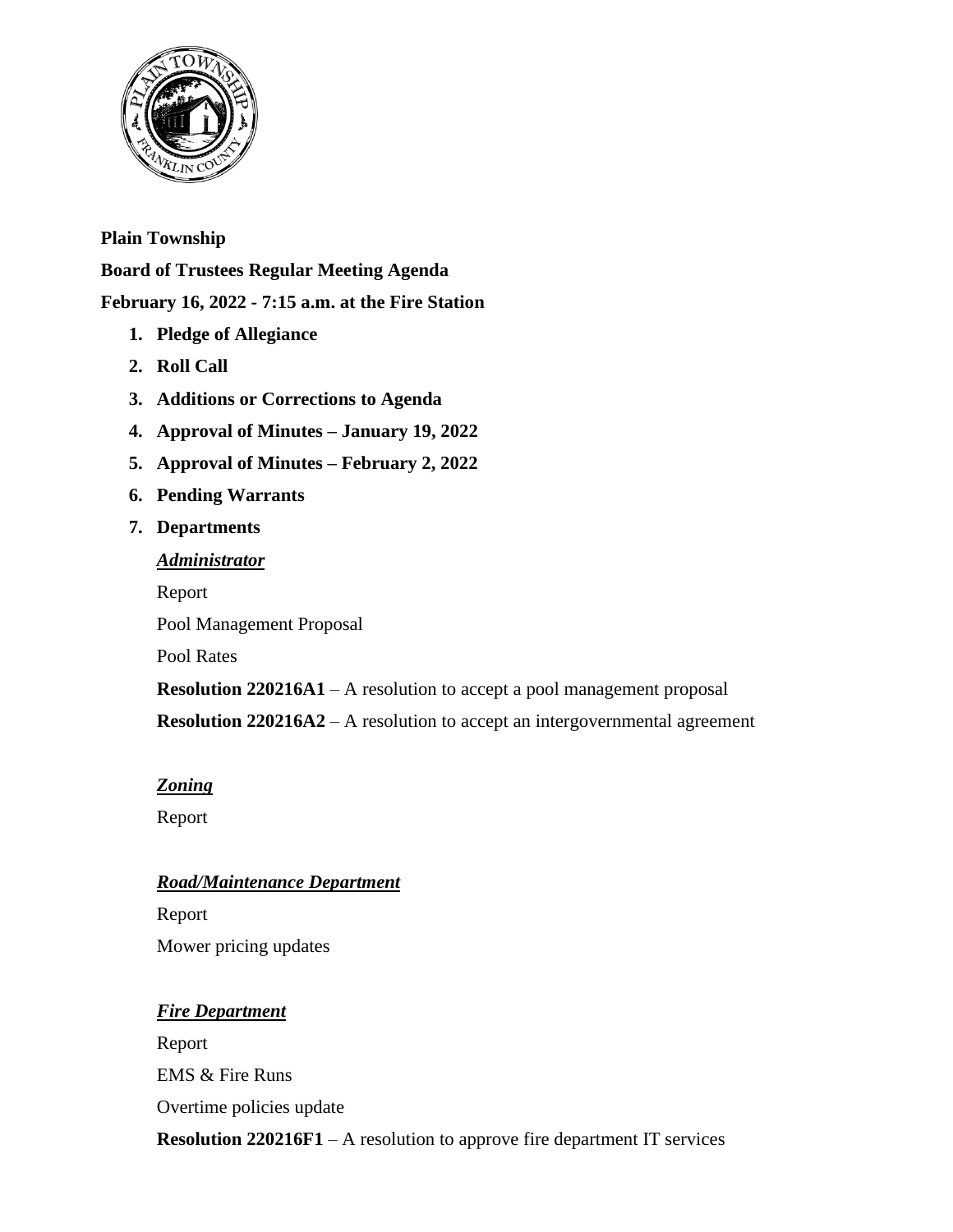**Plain Township**

**Board of Trustees Regular Meeting Agenda**

**February 16, 2022 - 7:15 a.m. at the Fire Station**

1. **Pledge of Allegiance**
2. **Roll Call**
3. **Additions or Corrections to Agenda**
4. **Approval of Minutes – January 19, 2022**
5. **Approval of Minutes – February 2, 2022**
6. **Pending Warrants**
7. **Departments**

***Administrator***

Report

Pool Management Proposal

Pool Rates

**Resolution 220216A1** – A resolution to accept a pool management proposal

**Resolution 220216A2** – A resolution to accept an intergovernmental agreement

***Zoning***

Report

***Road/Maintenance Department***

Report

Mower pricing updates

***Fire Department***

Report

EMS & Fire Runs

Overtime policies update

**Resolution 220216F1** – A resolution to approve fire department IT services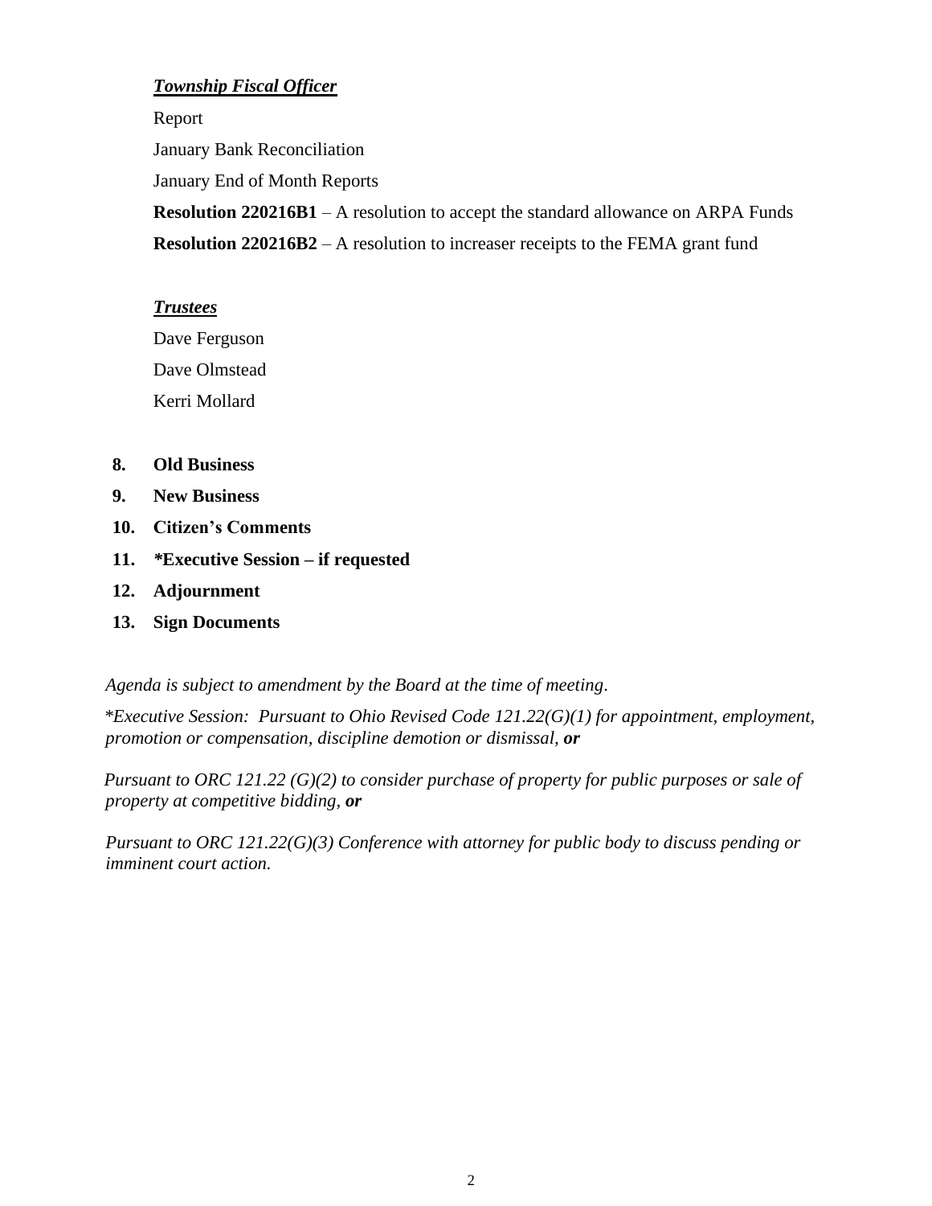***Township Fiscal Officer***

Report

January Bank Reconciliation

January End of Month Reports

**Resolution 220216B1** – A resolution to accept the standard allowance on ARPA Funds

**Resolution 220216B2** – A resolution to increaser receipts to the FEMA grant fund

***Trustees***

Dave Ferguson

Dave Olmstead

Kerri Mollard

8. **Old Business**
9. **New Business**
10. **Citizen's Comments**
11. ***Executive Session – if requested***
12. **Adjournment**
13. **Sign Documents**

*Agenda is subject to amendment by the Board at the time of meeting.*

\**Executive Session: Pursuant to Ohio Revised Code 121.22(G)(1) for appointment, employment, promotion or compensation, discipline demotion or dismissal,* ***or***

*Pursuant to ORC 121.22 (G)(2) to consider purchase of property for public purposes or sale of property at competitive bidding,* ***or***

*Pursuant to ORC 121.22(G)(3) Conference with attorney for public body to discuss pending or imminent court action.*